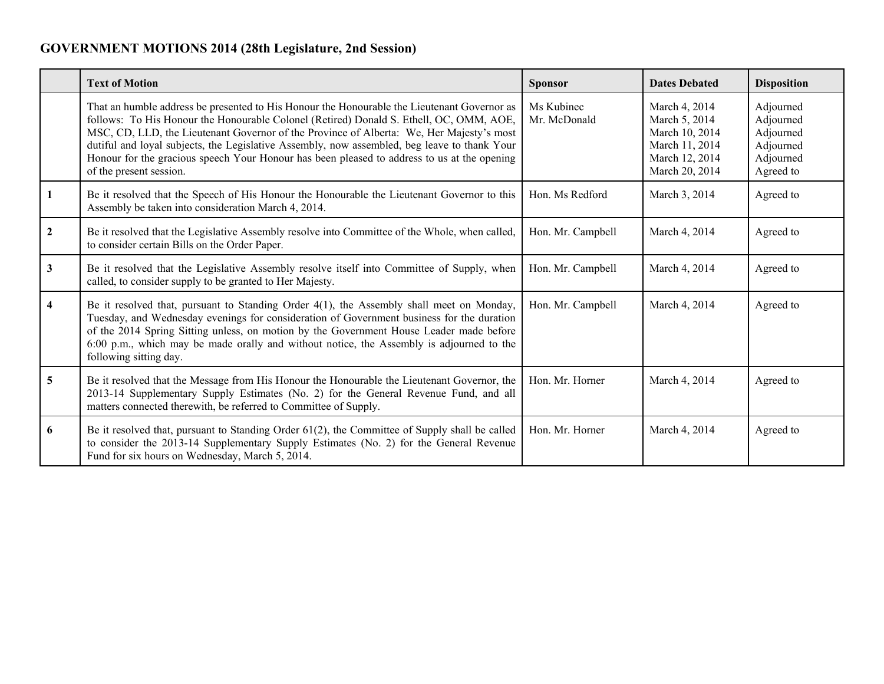# GOVERNMENT MOTIONS 2014 (28th Legislature, 2nd Session)

| | Text of Motion | Sponsor | Dates Debated | Disposition |
|---|---|---|---|---|
| | That an humble address be presented to His Honour the Honourable the Lieutenant Governor as follows: To His Honour the Honourable Colonel (Retired) Donald S. Ethell, OC, OMM, AOE, MSC, CD, LLD, the Lieutenant Governor of the Province of Alberta: We, Her Majesty's most dutiful and loyal subjects, the Legislative Assembly, now assembled, beg leave to thank Your Honour for the gracious speech Your Honour has been pleased to address to us at the opening of the present session. | Ms Kubinec<br>Mr. McDonald | March 4, 2014<br>March 5, 2014<br>March 10, 2014<br>March 11, 2014<br>March 12, 2014<br>March 20, 2014 | Adjourned<br>Adjourned<br>Adjourned<br>Adjourned<br>Adjourned<br>Agreed to |
| **1** | Be it resolved that the Speech of His Honour the Honourable the Lieutenant Governor to this Assembly be taken into consideration March 4, 2014. | Hon. Ms Redford | March 3, 2014 | Agreed to |
| **2** | Be it resolved that the Legislative Assembly resolve into Committee of the Whole, when called, to consider certain Bills on the Order Paper. | Hon. Mr. Campbell | March 4, 2014 | Agreed to |
| **3** | Be it resolved that the Legislative Assembly resolve itself into Committee of Supply, when called, to consider supply to be granted to Her Majesty. | Hon. Mr. Campbell | March 4, 2014 | Agreed to |
| **4** | Be it resolved that, pursuant to Standing Order 4(1), the Assembly shall meet on Monday, Tuesday, and Wednesday evenings for consideration of Government business for the duration of the 2014 Spring Sitting unless, on motion by the Government House Leader made before 6:00 p.m., which may be made orally and without notice, the Assembly is adjourned to the following sitting day. | Hon. Mr. Campbell | March 4, 2014 | Agreed to |
| **5** | Be it resolved that the Message from His Honour the Honourable the Lieutenant Governor, the 2013-14 Supplementary Supply Estimates (No. 2) for the General Revenue Fund, and all matters connected therewith, be referred to Committee of Supply. | Hon. Mr. Horner | March 4, 2014 | Agreed to |
| **6** | Be it resolved that, pursuant to Standing Order 61(2), the Committee of Supply shall be called to consider the 2013-14 Supplementary Supply Estimates (No. 2) for the General Revenue Fund for six hours on Wednesday, March 5, 2014. | Hon. Mr. Horner | March 4, 2014 | Agreed to |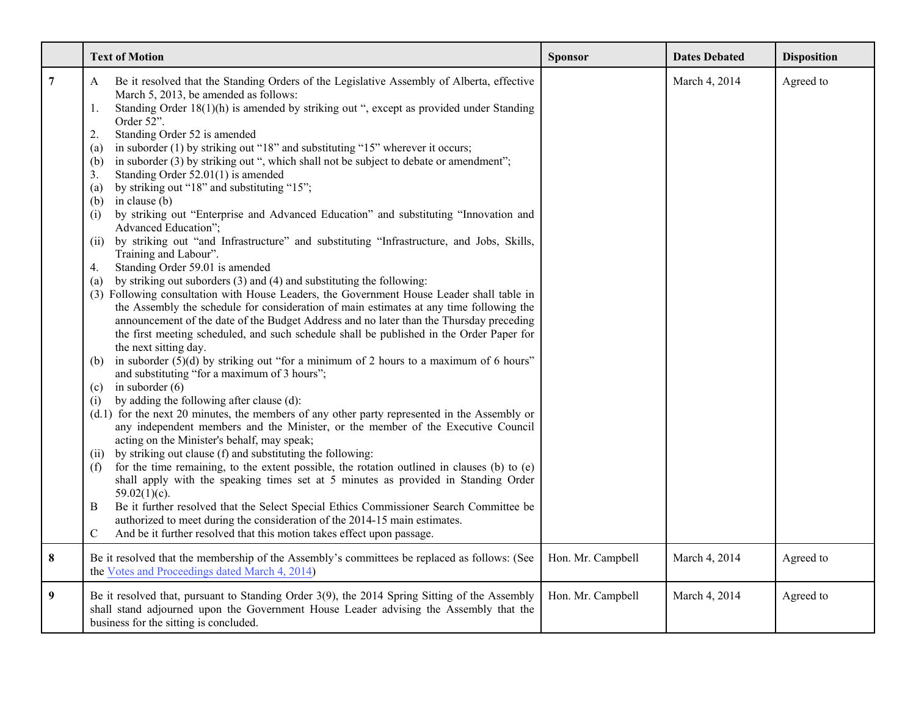| | Text of Motion | Sponsor | Dates Debated | Disposition |
|---|---|---|---|---|
| 7 | A Be it resolved that the Standing Orders of the Legislative Assembly of Alberta, effective March 5, 2013, be amended as follows:<br>1. Standing Order 18(1)(h) is amended by striking out ", except as provided under Standing Order 52".<br>2. Standing Order 52 is amended<br>(a) in suborder (1) by striking out "18" and substituting "15" wherever it occurs;<br>(b) in suborder (3) by striking out ", which shall not be subject to debate or amendment";<br>3. Standing Order 52.01(1) is amended<br>(a) by striking out "18" and substituting "15";<br>(b) in clause (b)<br>(i) by striking out "Enterprise and Advanced Education" and substituting "Innovation and Advanced Education";<br>(ii) by striking out "and Infrastructure" and substituting "Infrastructure, and Jobs, Skills, Training and Labour".<br>4. Standing Order 59.01 is amended<br>(a) by striking out suborders (3) and (4) and substituting the following:<br>(3) Following consultation with House Leaders, the Government House Leader shall table in the Assembly the schedule for consideration of main estimates at any time following the announcement of the date of the Budget Address and no later than the Thursday preceding the first meeting scheduled, and such schedule shall be published in the Order Paper for the next sitting day.<br>(b) in suborder (5)(d) by striking out "for a minimum of 2 hours to a maximum of 6 hours" and substituting "for a maximum of 3 hours";<br>(c) in suborder (6)<br>(i) by adding the following after clause (d):<br>(d.1) for the next 20 minutes, the members of any other party represented in the Assembly or any independent members and the Minister, or the member of the Executive Council acting on the Minister's behalf, may speak;<br>(ii) by striking out clause (f) and substituting the following:<br>(f) for the time remaining, to the extent possible, the rotation outlined in clauses (b) to (e) shall apply with the speaking times set at 5 minutes as provided in Standing Order 59.02(1)(c).<br>B Be it further resolved that the Select Special Ethics Commissioner Search Committee be authorized to meet during the consideration of the 2014-15 main estimates.<br>C And be it further resolved that this motion takes effect upon passage. | | March 4, 2014 | Agreed to |
| 8 | Be it resolved that the membership of the Assembly's committees be replaced as follows: (See the Votes and Proceedings dated March 4, 2014) | Hon. Mr. Campbell | March 4, 2014 | Agreed to |
| 9 | Be it resolved that, pursuant to Standing Order 3(9), the 2014 Spring Sitting of the Assembly shall stand adjourned upon the Government House Leader advising the Assembly that the business for the sitting is concluded. | Hon. Mr. Campbell | March 4, 2014 | Agreed to |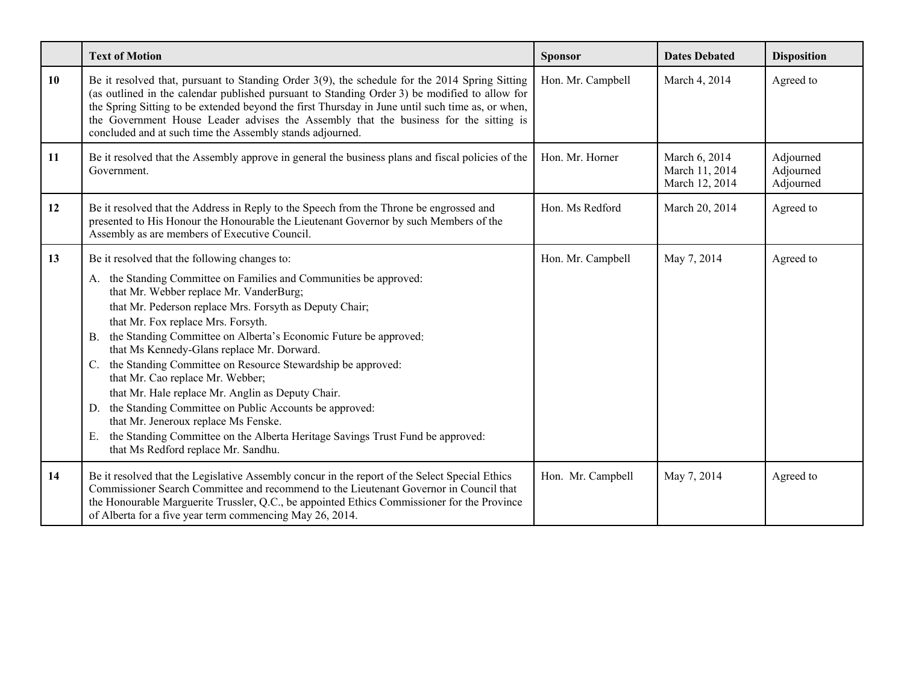| | Text of Motion | Sponsor | Dates Debated | Disposition |
|---|---|---|---|---|
| **10** | Be it resolved that, pursuant to Standing Order 3(9), the schedule for the 2014 Spring Sitting (as outlined in the calendar published pursuant to Standing Order 3) be modified to allow for the Spring Sitting to be extended beyond the first Thursday in June until such time as, or when, the Government House Leader advises the Assembly that the business for the sitting is concluded and at such time the Assembly stands adjourned. | Hon. Mr. Campbell | March 4, 2014 | Agreed to |
| **11** | Be it resolved that the Assembly approve in general the business plans and fiscal policies of the Government. | Hon. Mr. Horner | March 6, 2014<br>March 11, 2014<br>March 12, 2014 | Adjourned<br>Adjourned<br>Adjourned |
| **12** | Be it resolved that the Address in Reply to the Speech from the Throne be engrossed and presented to His Honour the Honourable the Lieutenant Governor by such Members of the Assembly as are members of Executive Council. | Hon. Ms Redford | March 20, 2014 | Agreed to |
| **13** | Be it resolved that the following changes to:<br>A. the Standing Committee on Families and Communities be approved:<br>that Mr. Webber replace Mr. VanderBurg;<br>that Mr. Pederson replace Mrs. Forsyth as Deputy Chair;<br>that Mr. Fox replace Mrs. Forsyth.<br>B. the Standing Committee on Alberta's Economic Future be approved:<br>that Ms Kennedy-Glans replace Mr. Dorward.<br>C. the Standing Committee on Resource Stewardship be approved:<br>that Mr. Cao replace Mr. Webber;<br>that Mr. Hale replace Mr. Anglin as Deputy Chair.<br>D. the Standing Committee on Public Accounts be approved:<br>that Mr. Jeneroux replace Ms Fenske.<br>E. the Standing Committee on the Alberta Heritage Savings Trust Fund be approved:<br>that Ms Redford replace Mr. Sandhu. | Hon. Mr. Campbell | May 7, 2014 | Agreed to |
| **14** | Be it resolved that the Legislative Assembly concur in the report of the Select Special Ethics Commissioner Search Committee and recommend to the Lieutenant Governor in Council that the Honourable Marguerite Trussler, Q.C., be appointed Ethics Commissioner for the Province of Alberta for a five year term commencing May 26, 2014. | Hon. Mr. Campbell | May 7, 2014 | Agreed to |